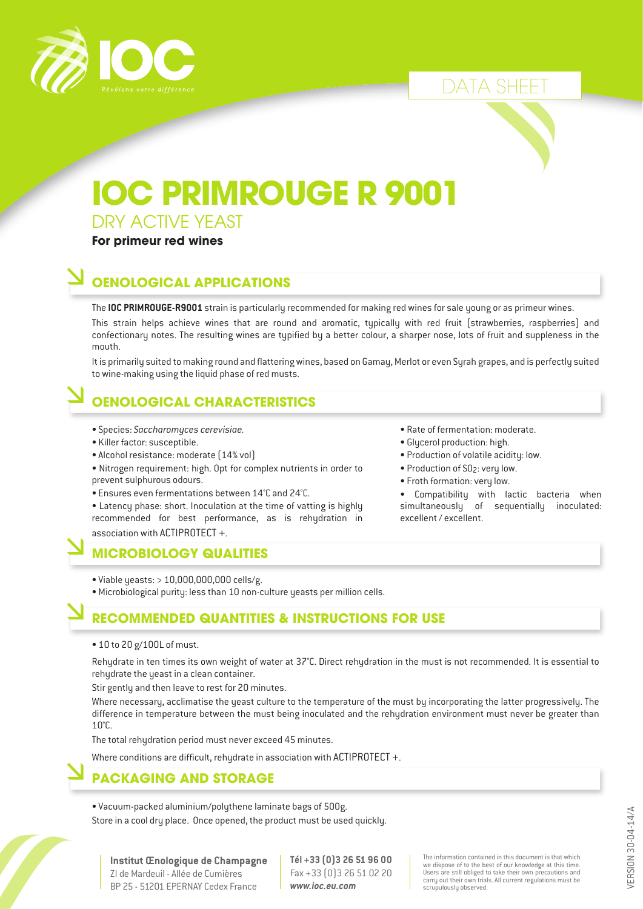IOC

*Révélons votre différence*

DATA SHEET

# IOC PRIMROUGE R 9001

## DRY ACTIVE YEAST

**For primeur red wines**

## OENOLOGICAL APPLICATIONS

The **IOC PRIMROUGE-R9001** strain is particularly recommended for making red wines for sale young or as primeur wines.

This strain helps achieve wines that are round and aromatic, typically with red fruit (strawberries, raspberries) and confectionary notes. The resulting wines are typified by a better colour, a sharper nose, lots of fruit and suppleness in the mouth.

It is primarily suited to making round and flattering wines, based on Gamay, Merlot or even Syrah grapes, and is perfectly suited to wine-making using the liquid phase of red musts.

## OENOLOGICAL CHARACTERISTICS

- Species: *Saccharomyces cerevisiae.*
- Killer factor: susceptible.
- Alcohol resistance: moderate (14% vol)
- Nitrogen requirement: high. Opt for complex nutrients in order to prevent sulphurous odours.
- Ensures even fermentations between 14°C and 24°C.
- Latency phase: short. Inoculation at the time of vatting is highly recommended for best performance, as is rehydration in association with ACTIPROTECT +.
- Rate of fermentation: moderate.
- Glycerol production: high.
- Production of volatile acidity: low.
- Production of $SO_2$: very low.
- Froth formation: very low.
- Compatibility with lactic bacteria when simultaneously of sequentially inoculated: excellent / excellent.

## MICROBIOLOGY QUALITIES

- Viable yeasts: > 10,000,000,000 cells/g.
- Microbiological purity: less than 10 non-culture yeasts per million cells.

## RECOMMENDED QUANTITIES & INSTRUCTIONS FOR USE

- 10 to 20 g/100L of must.

Rehydrate in ten times its own weight of water at 37°C. Direct rehydration in the must is not recommended. It is essential to rehydrate the yeast in a clean container.

Stir gently and then leave to rest for 20 minutes.

Where necessary, acclimatise the yeast culture to the temperature of the must by incorporating the latter progressively. The difference in temperature between the must being inoculated and the rehydration environment must never be greater than 10°C.

The total rehydration period must never exceed 45 minutes.

Where conditions are difficult, rehydrate in association with ACTIPROTECT +.

## PACKAGING AND STORAGE

- Vacuum-packed aluminium/polythene laminate bags of 500g.

Store in a cool dry place. Once opened, the product must be used quickly.

**Institut Œnologique de Champagne**
ZI de Mardeuil - Allée de Cumières
BP 25 - 51201 EPERNAY Cedex France

**Tél +33 (0)3 26 51 96 00**
Fax +33 (0)3 26 51 02 20
***www.ioc.eu.com***

The information contained in this document is that which we dispose of to the best of our knowledge at this time. Users are still obliged to take their own precautions and carry out their own trials. All current regulations must be scrupulously observed.

VERSION 30-04-14/A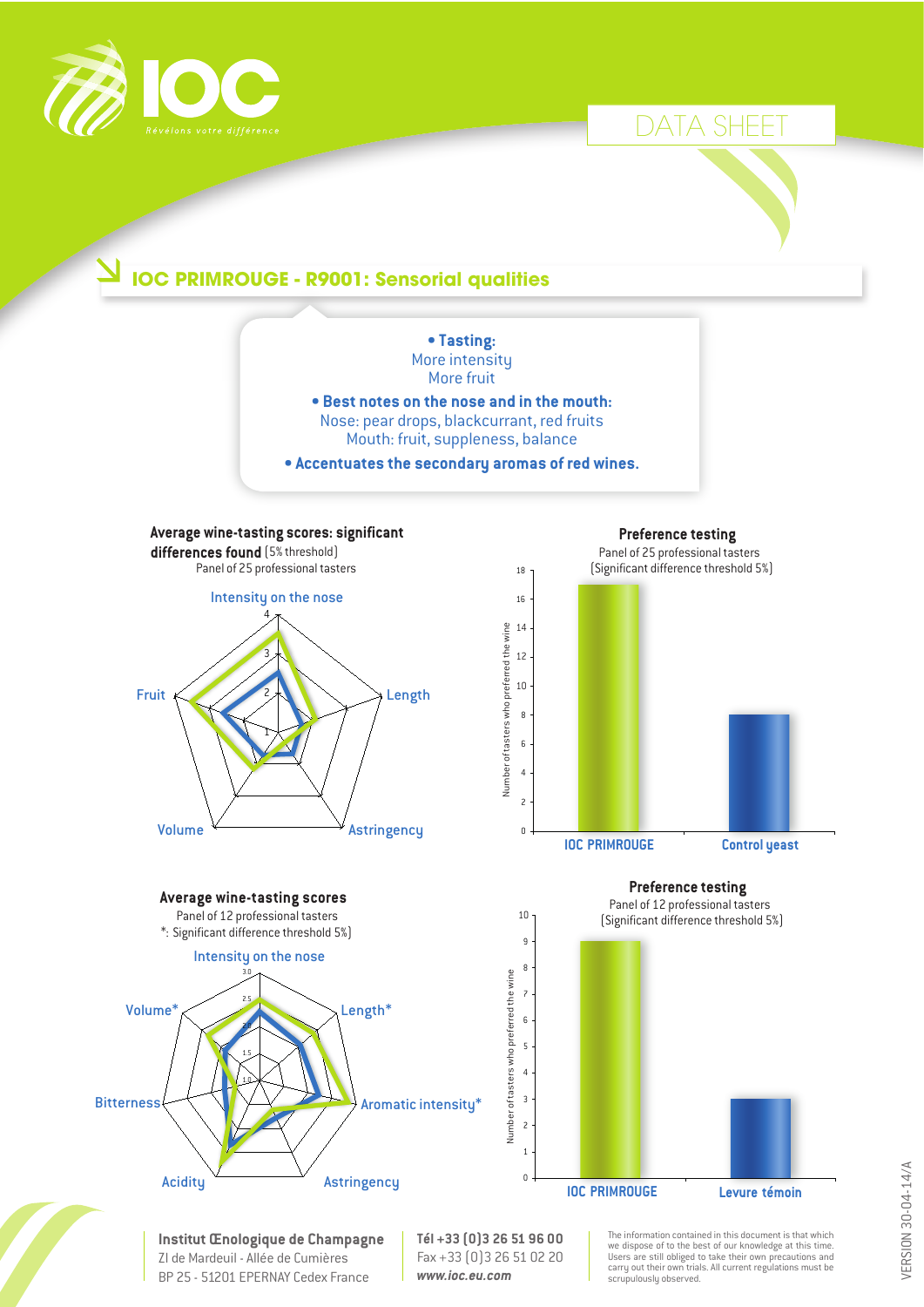DATA SHEET

## IOC PRIMROUGE - R9001: Sensorial qualities

**• Tasting:**
More intensity
More fruit

**• Best notes on the nose and in the mouth:**
Nose: pear drops, blackcurrant, red fruits
Mouth: fruit, suppleness, balance

**• Accentuates the secondary aromas of red wines.**

**Average wine-tasting scores: significant differences found** (5% threshold)
Panel of 25 professional tasters

Intensity on the nose
4
3
2
1
Fruit
Length
Volume
Astringency

**Preference testing**
Panel of 25 professional tasters
(Significant difference threshold 5%)

Number of tasters who preferred the wine
18
16
14
12
10
8
6
4
2
0
IOC PRIMROUGE
Control yeast

**Average wine-tasting scores**
Panel of 12 professional tasters
*: Significant difference threshold 5%)

Intensity on the nose
3.0
2.5
2.0
1.5
1.0
Volume*
Length*
Bitterness
Aromatic intensity*
Acidity
Astringency

**Preference testing**
Panel of 12 professional tasters
(Significant difference threshold 5%)

Number of tasters who preferred the wine
10
9
8
7
6
5
4
3
2
1
0
IOC PRIMROUGE
Levure témoin

**Institut Œnologique de Champagne**
ZI de Mardeuil - Allée de Cumières
BP 25 - 51201 EPERNAY Cedex France

**Tél +33 (0)3 26 51 96 00**
Fax +33 (0)3 26 51 02 20
***www.ioc.eu.com***

The information contained in this document is that which we dispose of to the best of our knowledge at this time. Users are still obliged to take their own precautions and carry out their own trials. All current regulations must be scrupulously observed.

VERSION 30-04-14/A